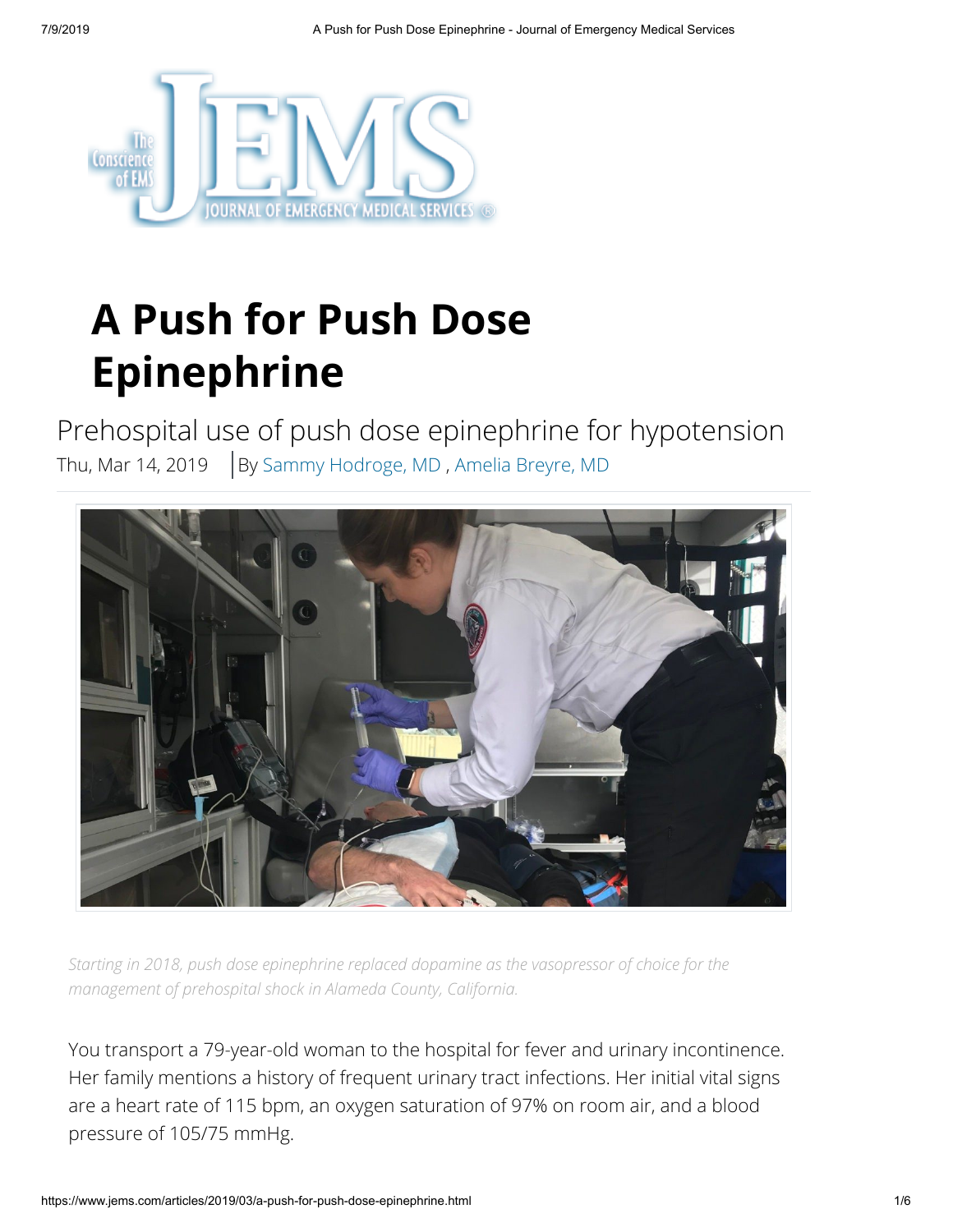# A Push for Push Dose Epinephrine

Prehospital use of push dose epinephrine for hypotension

Thu, Mar 14, 2019 | By Sammy Hodroge, MD , Amelia Breyre, MD

*Starting in 2018, push dose epinephrine replaced dopamine as the vasopressor of choice for the management of prehospital shock in Alameda County, California.*

You transport a 79-year-old woman to the hospital for fever and urinary incontinence. Her family mentions a history of frequent urinary tract infections. Her initial vital signs are a heart rate of 115 bpm, an oxygen saturation of 97% on room air, and a blood pressure of 105/75 mmHg.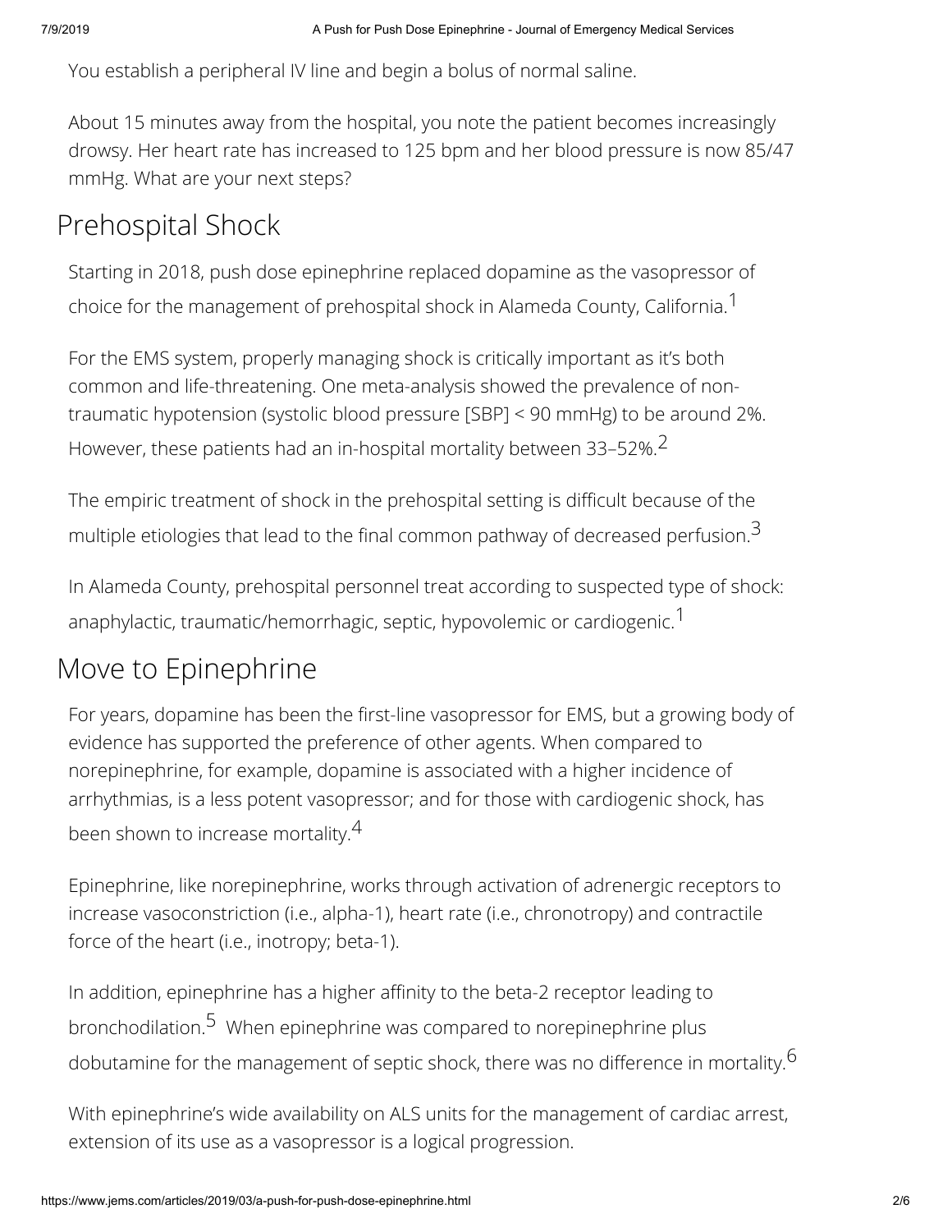You establish a peripheral IV line and begin a bolus of normal saline.

About 15 minutes away from the hospital, you note the patient becomes increasingly drowsy. Her heart rate has increased to 125 bpm and her blood pressure is now 85/47 mmHg. What are your next steps?

## Prehospital Shock

Starting in 2018, push dose epinephrine replaced dopamine as the vasopressor of choice for the management of prehospital shock in Alameda County, California.[1]

For the EMS system, properly managing shock is critically important as it's both common and life-threatening. One meta-analysis showed the prevalence of non-traumatic hypotension (systolic blood pressure [SBP] < 90 mmHg) to be around 2%. However, these patients had an in-hospital mortality between 33–52%.[2]

The empiric treatment of shock in the prehospital setting is difficult because of the multiple etiologies that lead to the final common pathway of decreased perfusion.[3]

In Alameda County, prehospital personnel treat according to suspected type of shock: anaphylactic, traumatic/hemorrhagic, septic, hypovolemic or cardiogenic.[1]

## Move to Epinephrine

For years, dopamine has been the first-line vasopressor for EMS, but a growing body of evidence has supported the preference of other agents. When compared to norepinephrine, for example, dopamine is associated with a higher incidence of arrhythmias, is a less potent vasopressor; and for those with cardiogenic shock, has been shown to increase mortality.[4]

Epinephrine, like norepinephrine, works through activation of adrenergic receptors to increase vasoconstriction (i.e., alpha-1), heart rate (i.e., chronotropy) and contractile force of the heart (i.e., inotropy; beta-1).

In addition, epinephrine has a higher affinity to the beta-2 receptor leading to bronchodilation.[5] When epinephrine was compared to norepinephrine plus dobutamine for the management of septic shock, there was no difference in mortality.[6]

With epinephrine's wide availability on ALS units for the management of cardiac arrest, extension of its use as a vasopressor is a logical progression.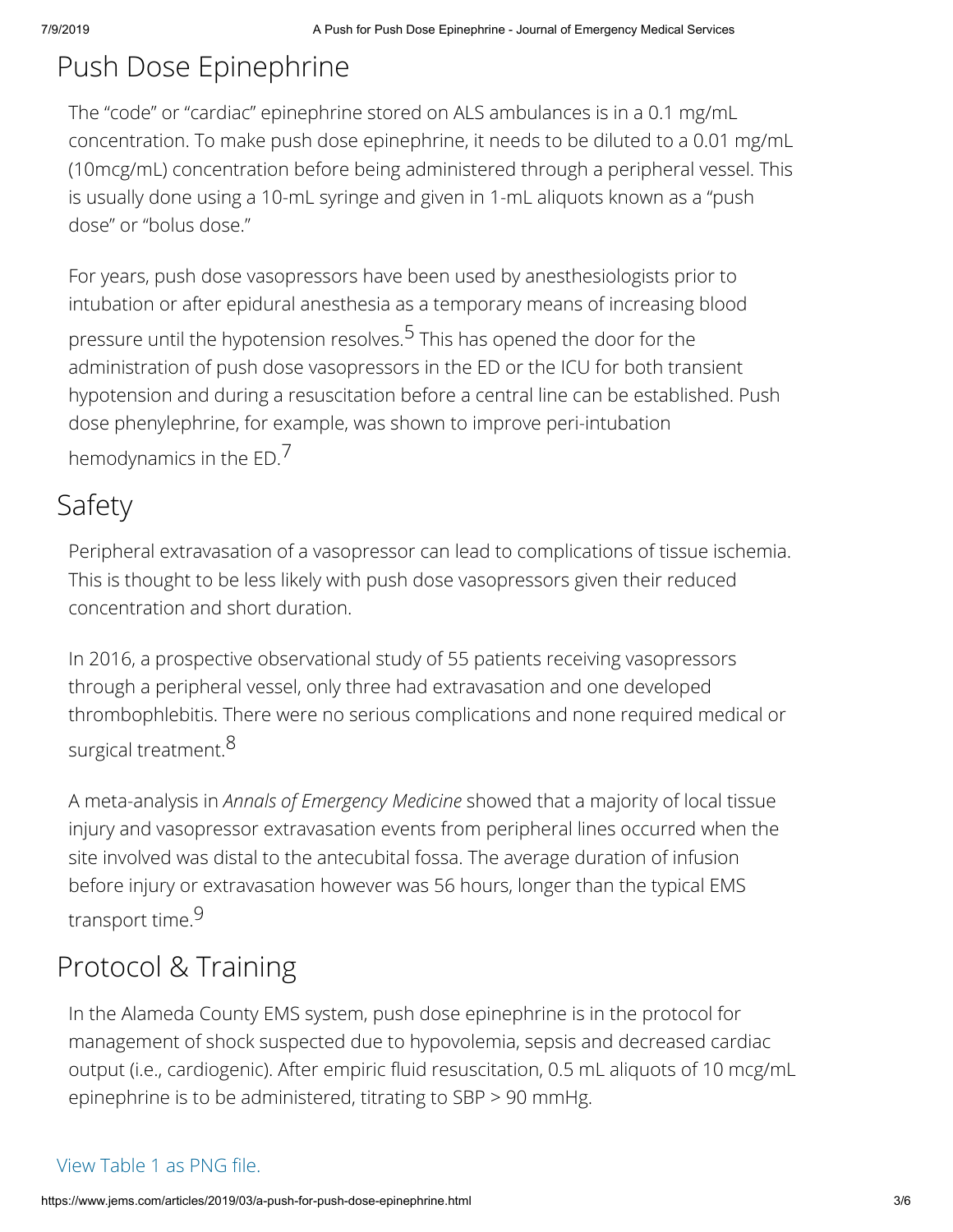## Push Dose Epinephrine

The "code" or "cardiac" epinephrine stored on ALS ambulances is in a 0.1 mg/mL concentration. To make push dose epinephrine, it needs to be diluted to a 0.01 mg/mL (10mcg/mL) concentration before being administered through a peripheral vessel. This is usually done using a 10-mL syringe and given in 1-mL aliquots known as a "push dose" or "bolus dose."

For years, push dose vasopressors have been used by anesthesiologists prior to intubation or after epidural anesthesia as a temporary means of increasing blood pressure until the hypotension resolves.[5] This has opened the door for the administration of push dose vasopressors in the ED or the ICU for both transient hypotension and during a resuscitation before a central line can be established. Push dose phenylephrine, for example, was shown to improve peri-intubation hemodynamics in the ED.[7]

## Safety

Peripheral extravasation of a vasopressor can lead to complications of tissue ischemia. This is thought to be less likely with push dose vasopressors given their reduced concentration and short duration.

In 2016, a prospective observational study of 55 patients receiving vasopressors through a peripheral vessel, only three had extravasation and one developed thrombophlebitis. There were no serious complications and none required medical or surgical treatment.[8]

A meta-analysis in *Annals of Emergency Medicine* showed that a majority of local tissue injury and vasopressor extravasation events from peripheral lines occurred when the site involved was distal to the antecubital fossa. The average duration of infusion before injury or extravasation however was 56 hours, longer than the typical EMS transport time.[9]

## Protocol & Training

In the Alameda County EMS system, push dose epinephrine is in the protocol for management of shock suspected due to hypovolemia, sepsis and decreased cardiac output (i.e., cardiogenic). After empiric fluid resuscitation, 0.5 mL aliquots of 10 mcg/mL epinephrine is to be administered, titrating to SBP > 90 mmHg.

View Table 1 as PNG file.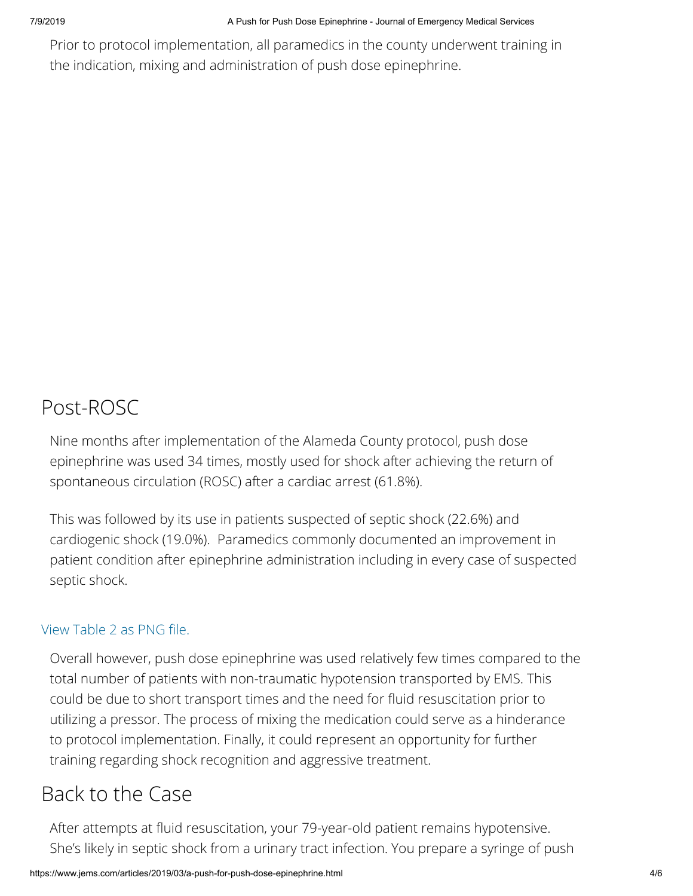Prior to protocol implementation, all paramedics in the county underwent training in the indication, mixing and administration of push dose epinephrine.

## Post-ROSC

Nine months after implementation of the Alameda County protocol, push dose epinephrine was used 34 times, mostly used for shock after achieving the return of spontaneous circulation (ROSC) after a cardiac arrest (61.8%).

This was followed by its use in patients suspected of septic shock (22.6%) and cardiogenic shock (19.0%). Paramedics commonly documented an improvement in patient condition after epinephrine administration including in every case of suspected septic shock.

View Table 2 as PNG file.

Overall however, push dose epinephrine was used relatively few times compared to the total number of patients with non-traumatic hypotension transported by EMS. This could be due to short transport times and the need for fluid resuscitation prior to utilizing a pressor. The process of mixing the medication could serve as a hinderance to protocol implementation. Finally, it could represent an opportunity for further training regarding shock recognition and aggressive treatment.

## Back to the Case

After attempts at fluid resuscitation, your 79-year-old patient remains hypotensive. She's likely in septic shock from a urinary tract infection. You prepare a syringe of push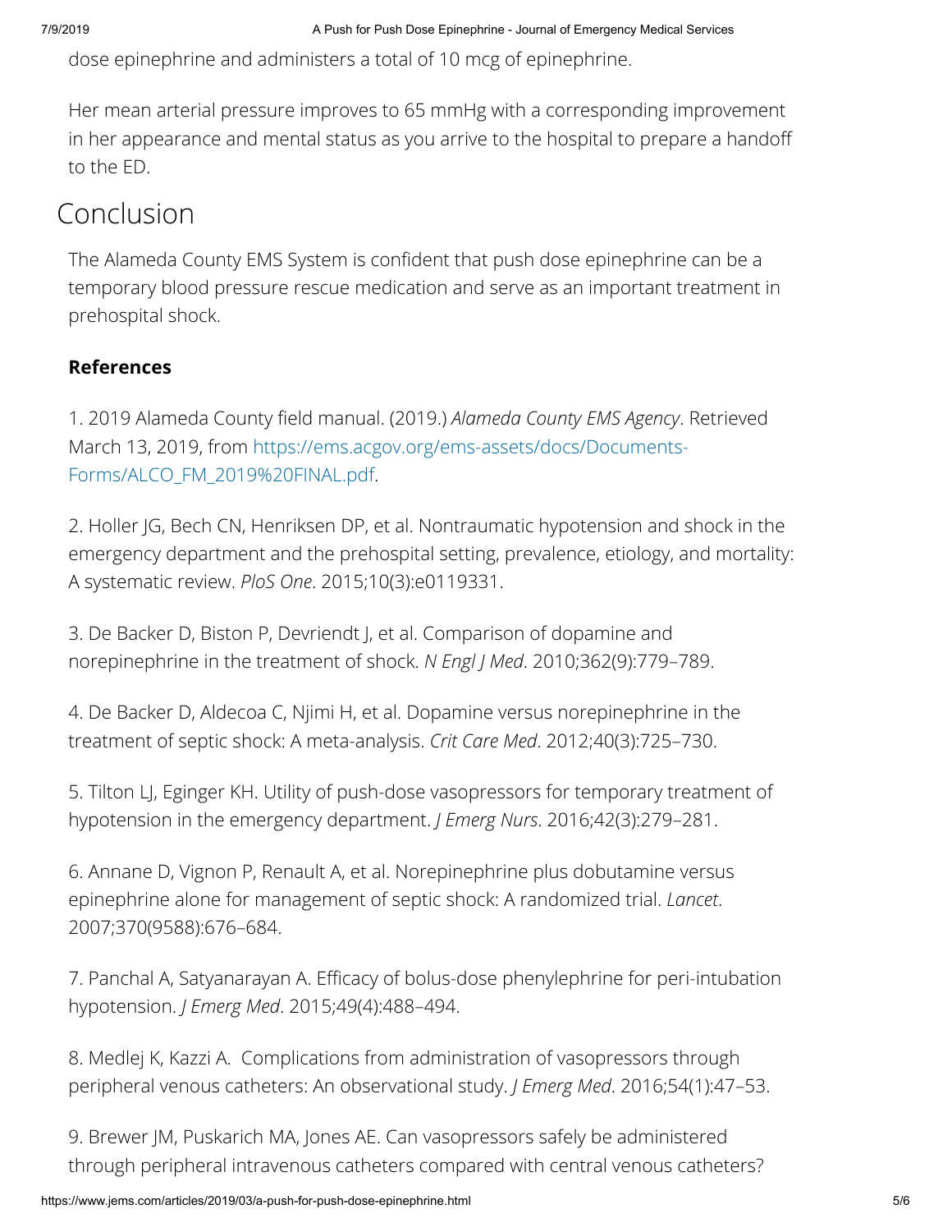dose epinephrine and administers a total of 10 mcg of epinephrine.

Her mean arterial pressure improves to 65 mmHg with a corresponding improvement in her appearance and mental status as you arrive to the hospital to prepare a handoff to the ED.

## Conclusion

The Alameda County EMS System is confident that push dose epinephrine can be a temporary blood pressure rescue medication and serve as an important treatment in prehospital shock.

**References**

1. 2019 Alameda County field manual. (2019.) *Alameda County EMS Agency*. Retrieved March 13, 2019, from https://ems.acgov.org/ems-assets/docs/Documents-Forms/ALCO_FM_2019%20FINAL.pdf.

2. Holler JG, Bech CN, Henriksen DP, et al. Nontraumatic hypotension and shock in the emergency department and the prehospital setting, prevalence, etiology, and mortality: A systematic review. *PloS One*. 2015;10(3):e0119331.

3. De Backer D, Biston P, Devriendt J, et al. Comparison of dopamine and norepinephrine in the treatment of shock. *N Engl J Med*. 2010;362(9):779–789.

4. De Backer D, Aldecoa C, Njimi H, et al. Dopamine versus norepinephrine in the treatment of septic shock: A meta-analysis. *Crit Care Med*. 2012;40(3):725–730.

5. Tilton LJ, Eginger KH. Utility of push-dose vasopressors for temporary treatment of hypotension in the emergency department. *J Emerg Nurs*. 2016;42(3):279–281.

6. Annane D, Vignon P, Renault A, et al. Norepinephrine plus dobutamine versus epinephrine alone for management of septic shock: A randomized trial. *Lancet*. 2007;370(9588):676–684.

7. Panchal A, Satyanarayan A. Efficacy of bolus-dose phenylephrine for peri-intubation hypotension. *J Emerg Med*. 2015;49(4):488–494.

8. Medlej K, Kazzi A. Complications from administration of vasopressors through peripheral venous catheters: An observational study. *J Emerg Med*. 2016;54(1):47–53.

9. Brewer JM, Puskarich MA, Jones AE. Can vasopressors safely be administered through peripheral intravenous catheters compared with central venous catheters?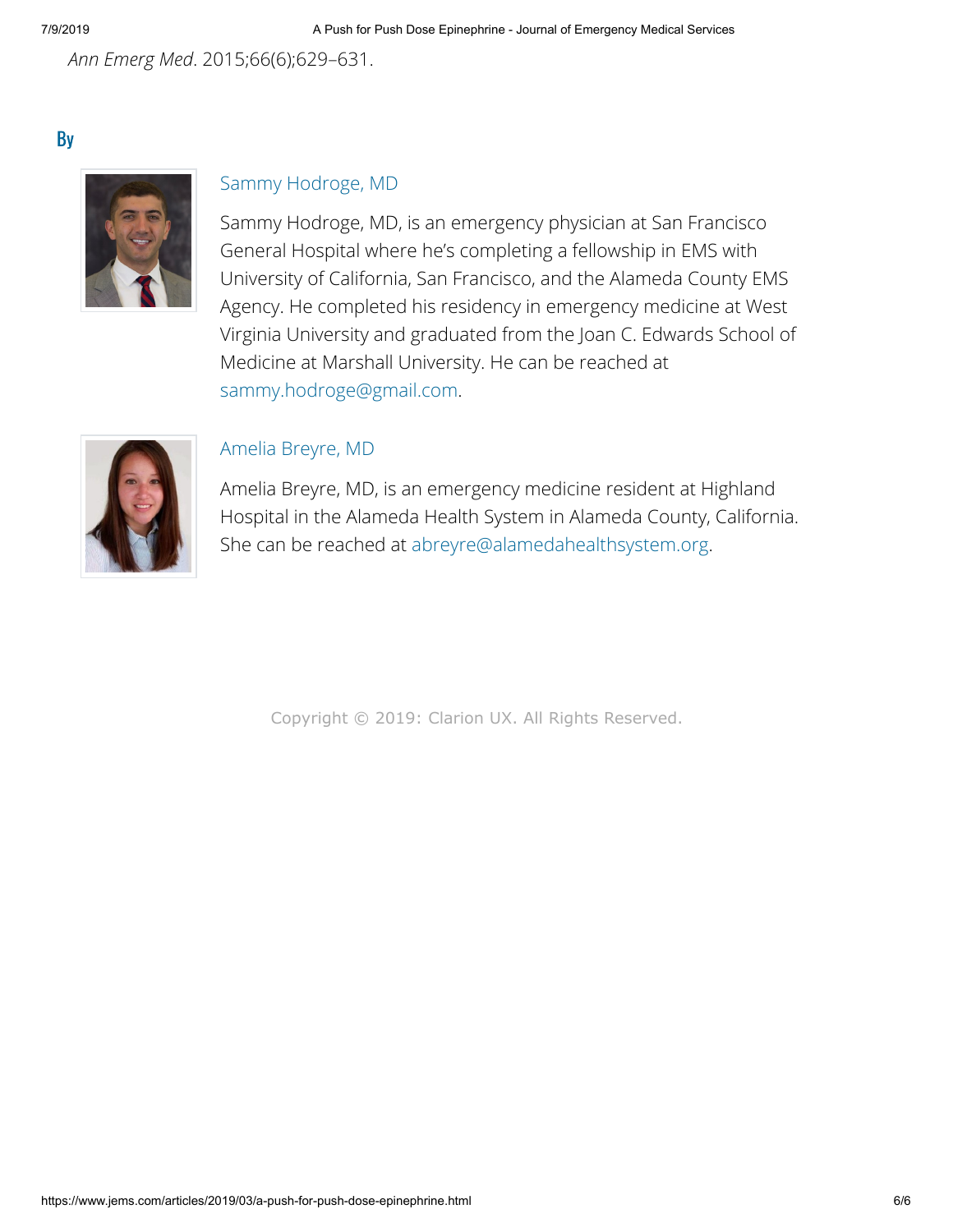*Ann Emerg Med*. 2015;66(6);629–631.

## By

### Sammy Hodroge, MD

Sammy Hodroge, MD, is an emergency physician at San Francisco General Hospital where he's completing a fellowship in EMS with University of California, San Francisco, and the Alameda County EMS Agency. He completed his residency in emergency medicine at West Virginia University and graduated from the Joan C. Edwards School of Medicine at Marshall University. He can be reached at sammy.hodroge@gmail.com.

### Amelia Breyre, MD

Amelia Breyre, MD, is an emergency medicine resident at Highland Hospital in the Alameda Health System in Alameda County, California. She can be reached at abreyre@alamedahealthsystem.org.

Copyright © 2019: Clarion UX. All Rights Reserved.